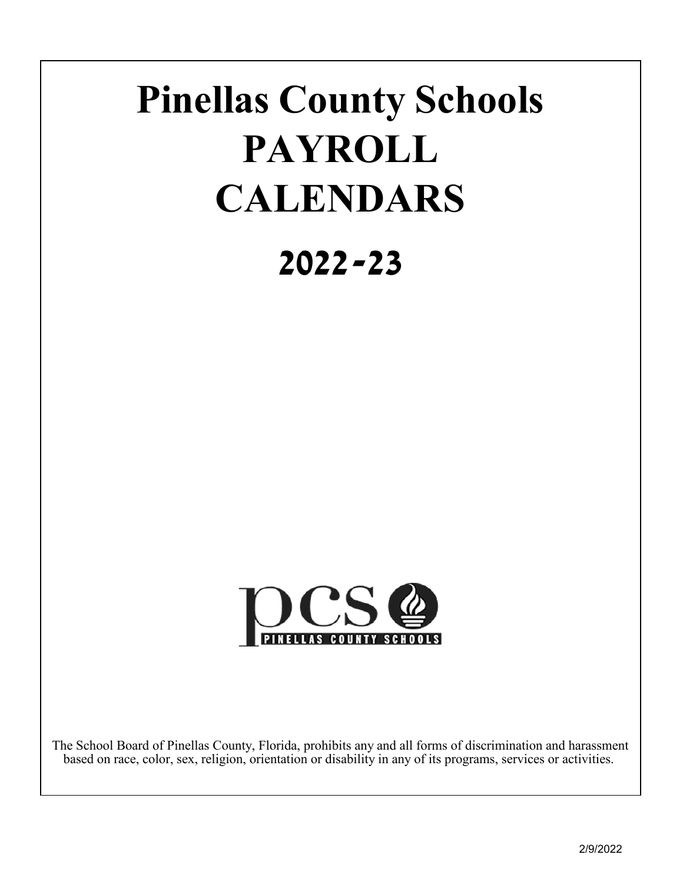# Pinellas County Schools PAYROLL CALENDARS

## 2022-23

The School Board of Pinellas County, Florida, prohibits any and all forms of discrimination and harassment based on race, color, sex, religion, orientation or disability in any of its programs, services or activities.

2/9/2022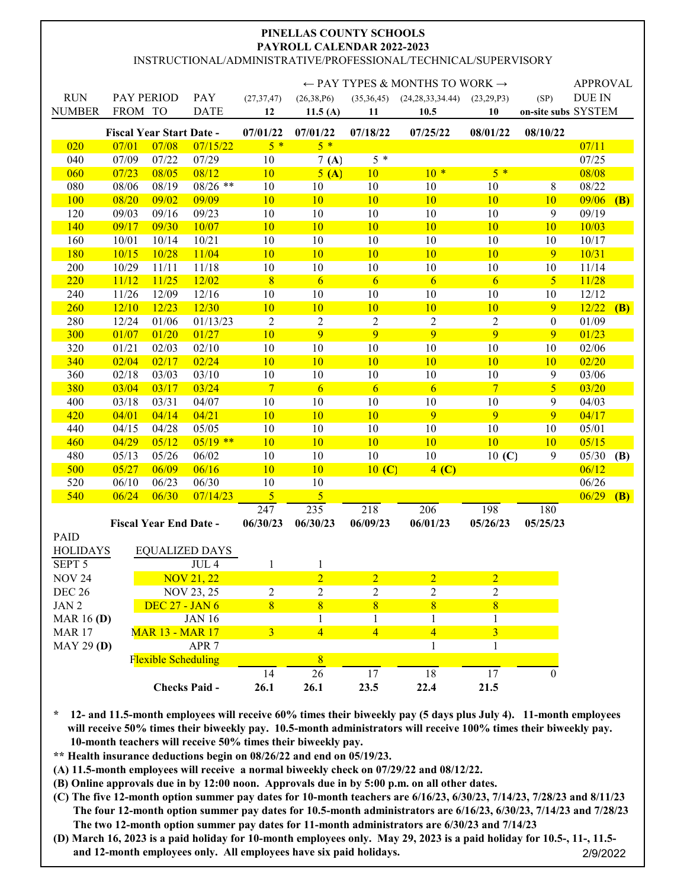# PINELLAS COUNTY SCHOOLS
## PAYROLL CALENDAR 2022-2023
INSTRUCTIONAL/ADMINISTRATIVE/PROFESSIONAL/TECHNICAL/SUPERVISORY

| RUN NUMBER | PAY PERIOD FROM | TO | PAY DATE | (27,37,47) 12 | (26,38,P6) 11.5 (A) | (35,36,45) 11 | (24,28,33,34.44) 10.5 | (23,29,P3) 10 | (SP) on-site subs | APPROVAL DUE IN SYSTEM |
|---|---|---|---|---|---|---|---|---|---|---|
| | | | | ← PAY TYPES & MONTHS TO WORK → | | | | | | |
| | Fiscal Year Start Date - | | | 07/01/22 | 07/01/22 | 07/18/22 | 07/25/22 | 08/01/22 | 08/10/22 | |
| 020 | 07/01 | 07/08 | 07/15/22 | 5 * | 5 * | | | | | 07/11 |
| 040 | 07/09 | 07/22 | 07/29 | 10 | 7 (A) | 5 * | | | | 07/25 |
| 060 | 07/23 | 08/05 | 08/12 | 10 | 5 (A) | 10 | 10 * | 5 * | | 08/08 |
| 080 | 08/06 | 08/19 | 08/26 ** | 10 | 10 | 10 | 10 | 10 | 8 | 08/22 |
| 100 | 08/20 | 09/02 | 09/09 | 10 | 10 | 10 | 10 | 10 | 10 | 09/06 (B) |
| 120 | 09/03 | 09/16 | 09/23 | 10 | 10 | 10 | 10 | 10 | 9 | 09/19 |
| 140 | 09/17 | 09/30 | 10/07 | 10 | 10 | 10 | 10 | 10 | 10 | 10/03 |
| 160 | 10/01 | 10/14 | 10/21 | 10 | 10 | 10 | 10 | 10 | 10 | 10/17 |
| 180 | 10/15 | 10/28 | 11/04 | 10 | 10 | 10 | 10 | 10 | 9 | 10/31 |
| 200 | 10/29 | 11/11 | 11/18 | 10 | 10 | 10 | 10 | 10 | 10 | 11/14 |
| 220 | 11/12 | 11/25 | 12/02 | 8 | 6 | 6 | 6 | 6 | 5 | 11/28 |
| 240 | 11/26 | 12/09 | 12/16 | 10 | 10 | 10 | 10 | 10 | 10 | 12/12 |
| 260 | 12/10 | 12/23 | 12/30 | 10 | 10 | 10 | 10 | 10 | 9 | 12/22 (B) |
| 280 | 12/24 | 01/06 | 01/13/23 | 2 | 2 | 2 | 2 | 2 | 0 | 01/09 |
| 300 | 01/07 | 01/20 | 01/27 | 10 | 9 | 9 | 9 | 9 | 9 | 01/23 |
| 320 | 01/21 | 02/03 | 02/10 | 10 | 10 | 10 | 10 | 10 | 10 | 02/06 |
| 340 | 02/04 | 02/17 | 02/24 | 10 | 10 | 10 | 10 | 10 | 10 | 02/20 |
| 360 | 02/18 | 03/03 | 03/10 | 10 | 10 | 10 | 10 | 10 | 9 | 03/06 |
| 380 | 03/04 | 03/17 | 03/24 | 7 | 6 | 6 | 6 | 7 | 5 | 03/20 |
| 400 | 03/18 | 03/31 | 04/07 | 10 | 10 | 10 | 10 | 10 | 9 | 04/03 |
| 420 | 04/01 | 04/14 | 04/21 | 10 | 10 | 10 | 9 | 9 | 9 | 04/17 |
| 440 | 04/15 | 04/28 | 05/05 | 10 | 10 | 10 | 10 | 10 | 10 | 05/01 |
| 460 | 04/29 | 05/12 | 05/19 ** | 10 | 10 | 10 | 10 | 10 | 10 | 05/15 |
| 480 | 05/13 | 05/26 | 06/02 | 10 | 10 | 10 | 10 | 10 (C) | 9 | 05/30 (B) |
| 500 | 05/27 | 06/09 | 06/16 | 10 | 10 | 10 (C) | 4 (C) | | | 06/12 |
| 520 | 06/10 | 06/23 | 06/30 | 10 | 10 | | | | | 06/26 |
| 540 | 06/24 | 06/30 | 07/14/23 | 5 | 5 | | | | | 06/29 (B) |
| | | | | 247 | 235 | 218 | 206 | 198 | 180 | |
| | Fiscal Year End Date - | | | 06/30/23 | 06/30/23 | 06/09/23 | 06/01/23 | 05/26/23 | 05/25/23 | |

| PAID HOLIDAYS | EQUALIZED DAYS | 12 | 11.5 | 11 | 10.5 | 10 | on-site subs |
|---|---|---|---|---|---|---|---|
| SEPT 5 | JUL 4 | 1 | 1 | | | | |
| NOV 24 | NOV 21, 22 | | 2 | 2 | 2 | 2 | |
| DEC 26 | NOV 23, 25 | 2 | 2 | 2 | 2 | 2 | |
| JAN 2 | DEC 27 - JAN 6 | 8 | 8 | 8 | 8 | 8 | |
| MAR 16 (D) | JAN 16 | | 1 | 1 | 1 | 1 | |
| MAR 17 | MAR 13 - MAR 17 | 3 | 4 | 4 | 4 | 3 | |
| MAY 29 (D) | APR 7 | | | | 1 | 1 | |
| | Flexible Scheduling | | 8 | | | | |
| | | 14 | 26 | 17 | 18 | 17 | 0 |
| | **Checks Paid -** | **26.1** | **26.1** | **23.5** | **22.4** | **21.5** | |

**\* 12- and 11.5-month employees will receive 60% times their biweekly pay (5 days plus July 4). 11-month employees will receive 50% times their biweekly pay. 10.5-month administrators will receive 100% times their biweekly pay. 10-month teachers will receive 50% times their biweekly pay.**

**\*\* Health insurance deductions begin on 08/26/22 and end on 05/19/23.**

**(A) 11.5-month employees will receive a normal biweekly check on 07/29/22 and 08/12/22.**

**(B) Online approvals due in by 12:00 noon. Approvals due in by 5:00 p.m. on all other dates.**

**(C) The five 12-month option summer pay dates for 10-month teachers are 6/16/23, 6/30/23, 7/14/23, 7/28/23 and 8/11/23. The four 12-month option summer pay dates for 10.5-month administrators are 6/16/23, 6/30/23, 7/14/23 and 7/28/23. The two 12-month option summer pay dates for 11-month administrators are 6/30/23 and 7/14/23**

**(D) March 16, 2023 is a paid holiday for 10-month employees only. May 29, 2023 is a paid holiday for 10.5-, 11-, 11.5- and 12-month employees only. All employees have six paid holidays.**

2/9/2022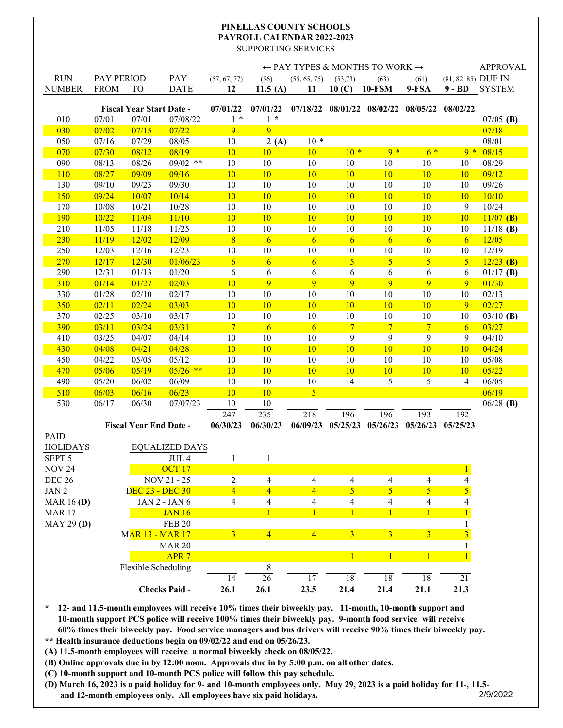# PINELLAS COUNTY SCHOOLS
## PAYROLL CALENDAR 2022-2023
### SUPPORTING SERVICES

| RUN NUMBER | PAY PERIOD FROM | TO | PAY DATE | (57, 67, 77) 12 | (56) 11.5 (A) | (55, 65, 75) 11 | (53,73) 10 (C) | (63) 10-FSM | (61) 9-FSA | (81, 82, 85) 9 - BD | APPROVAL DUE IN SYSTEM |
|---|---|---|---|---|---|---|---|---|---|---|---|
| | | | | ← PAY TYPES & MONTHS TO WORK → | | | | | | | |
| | Fiscal Year Start Date - | | | 07/01/22 | 07/01/22 | 07/18/22 | 08/01/22 | 08/02/22 | 08/05/22 | 08/02/22 | |
| 010 | 07/01 | 07/01 | 07/08/22 | 1 * | 1 * | | | | | | 07/05 **(B)** |
| 030 | 07/02 | 07/15 | 07/22 | 9 | 9 | | | | | | 07/18 |
| 050 | 07/16 | 07/29 | 08/05 | 10 | 2 **(A)** | 10 * | | | | | 08/01 |
| 070 | 07/30 | 08/12 | 08/19 | 10 | 10 | 10 | 10 * | 9 * | 6 * | 9 * | 08/15 |
| 090 | 08/13 | 08/26 | 09/02 ** | 10 | 10 | 10 | 10 | 10 | 10 | 10 | 08/29 |
| 110 | 08/27 | 09/09 | 09/16 | 10 | 10 | 10 | 10 | 10 | 10 | 10 | 09/12 |
| 130 | 09/10 | 09/23 | 09/30 | 10 | 10 | 10 | 10 | 10 | 10 | 10 | 09/26 |
| 150 | 09/24 | 10/07 | 10/14 | 10 | 10 | 10 | 10 | 10 | 10 | 10 | 10/10 |
| 170 | 10/08 | 10/21 | 10/28 | 10 | 10 | 10 | 10 | 10 | 10 | 9 | 10/24 |
| 190 | 10/22 | 11/04 | 11/10 | 10 | 10 | 10 | 10 | 10 | 10 | 10 | 11/07 **(B)** |
| 210 | 11/05 | 11/18 | 11/25 | 10 | 10 | 10 | 10 | 10 | 10 | 10 | 11/18 **(B)** |
| 230 | 11/19 | 12/02 | 12/09 | 8 | 6 | 6 | 6 | 6 | 6 | 6 | 12/05 |
| 250 | 12/03 | 12/16 | 12/23 | 10 | 10 | 10 | 10 | 10 | 10 | 10 | 12/19 |
| 270 | 12/17 | 12/30 | 01/06/23 | 6 | 6 | 6 | 5 | 5 | 5 | 5 | 12/23 **(B)** |
| 290 | 12/31 | 01/13 | 01/20 | 6 | 6 | 6 | 6 | 6 | 6 | 6 | 01/17 **(B)** |
| 310 | 01/14 | 01/27 | 02/03 | 10 | 9 | 9 | 9 | 9 | 9 | 9 | 01/30 |
| 330 | 01/28 | 02/10 | 02/17 | 10 | 10 | 10 | 10 | 10 | 10 | 10 | 02/13 |
| 350 | 02/11 | 02/24 | 03/03 | 10 | 10 | 10 | 10 | 10 | 10 | 9 | 02/27 |
| 370 | 02/25 | 03/10 | 03/17 | 10 | 10 | 10 | 10 | 10 | 10 | 10 | 03/10 **(B)** |
| 390 | 03/11 | 03/24 | 03/31 | 7 | 6 | 6 | 7 | 7 | 7 | 6 | 03/27 |
| 410 | 03/25 | 04/07 | 04/14 | 10 | 10 | 10 | 9 | 9 | 9 | 9 | 04/10 |
| 430 | 04/08 | 04/21 | 04/28 | 10 | 10 | 10 | 10 | 10 | 10 | 10 | 04/24 |
| 450 | 04/22 | 05/05 | 05/12 | 10 | 10 | 10 | 10 | 10 | 10 | 10 | 05/08 |
| 470 | 05/06 | 05/19 | 05/26 ** | 10 | 10 | 10 | 10 | 10 | 10 | 10 | 05/22 |
| 490 | 05/20 | 06/02 | 06/09 | 10 | 10 | 10 | 4 | 5 | 5 | 4 | 06/05 |
| 510 | 06/03 | 06/16 | 06/23 | 10 | 10 | 5 | | | | | 06/19 |
| 530 | 06/17 | 06/30 | 07/07/23 | 10 | 10 | | | | | | 06/28 **(B)** |
| | | | | 247 | 235 | 218 | 196 | 196 | 193 | 192 | |
| | Fiscal Year End Date - | | | 06/30/23 | 06/30/23 | 06/09/23 | 05/25/23 | 05/26/23 | 05/26/23 | 05/25/23 | |

| PAID HOLIDAYS | EQUALIZED DAYS | 12 | 11.5 (A) | 11 | 10 (C) | 10-FSM | 9-FSA | 9 - BD |
|---|---|---|---|---|---|---|---|---|
| SEPT 5 | JUL 4 | 1 | 1 | | | | | |
| NOV 24 | OCT 17 | | | | | | | 1 |
| DEC 26 | NOV 21 - 25 | 2 | 4 | 4 | 4 | 4 | 4 | 4 |
| JAN 2 | DEC 23 - DEC 30 | 4 | 4 | 4 | 5 | 5 | 5 | 5 |
| MAR 16 **(D)** | JAN 2 - JAN 6 | 4 | 4 | 4 | 4 | 4 | 4 | 4 |
| MAR 17 | JAN 16 | | 1 | 1 | 1 | 1 | 1 | 1 |
| MAY 29 **(D)** | FEB 20 | | | | | | | 1 |
| | MAR 13 - MAR 17 | 3 | 4 | 4 | 3 | 3 | 3 | 3 |
| | MAR 20 | | | | | | | 1 |
| | APR 7 | | | | 1 | 1 | 1 | 1 |
| | Flexible Scheduling | | 8 | | | | | |
| | | 14 | 26 | 17 | 18 | 18 | 18 | 21 |
| | **Checks Paid -** | **26.1** | **26.1** | **23.5** | **21.4** | **21.4** | **21.1** | **21.3** |

**\* 12- and 11.5-month employees will receive 10% times their biweekly pay. 11-month, 10-month support and 10-month support PCS police will receive 100% times their biweekly pay. 9-month food service will receive 60% times their biweekly pay. Food service managers and bus drivers will receive 90% times their biweekly pay.**

**\*\* Health insurance deductions begin on 09/02/22 and end on 05/26/23.**

**(A) 11.5-month employees will receive a normal biweekly check on 08/05/22.**

**(B) Online approvals due in by 12:00 noon. Approvals due in by 5:00 p.m. on all other dates.**

**(C) 10-month support and 10-month PCS police will follow this pay schedule.**

**(D) March 16, 2023 is a paid holiday for 9- and 10-month employees only. May 29, 2023 is a paid holiday for 11-, 11.5- and 12-month employees only. All employees have six paid holidays.**

2/9/2022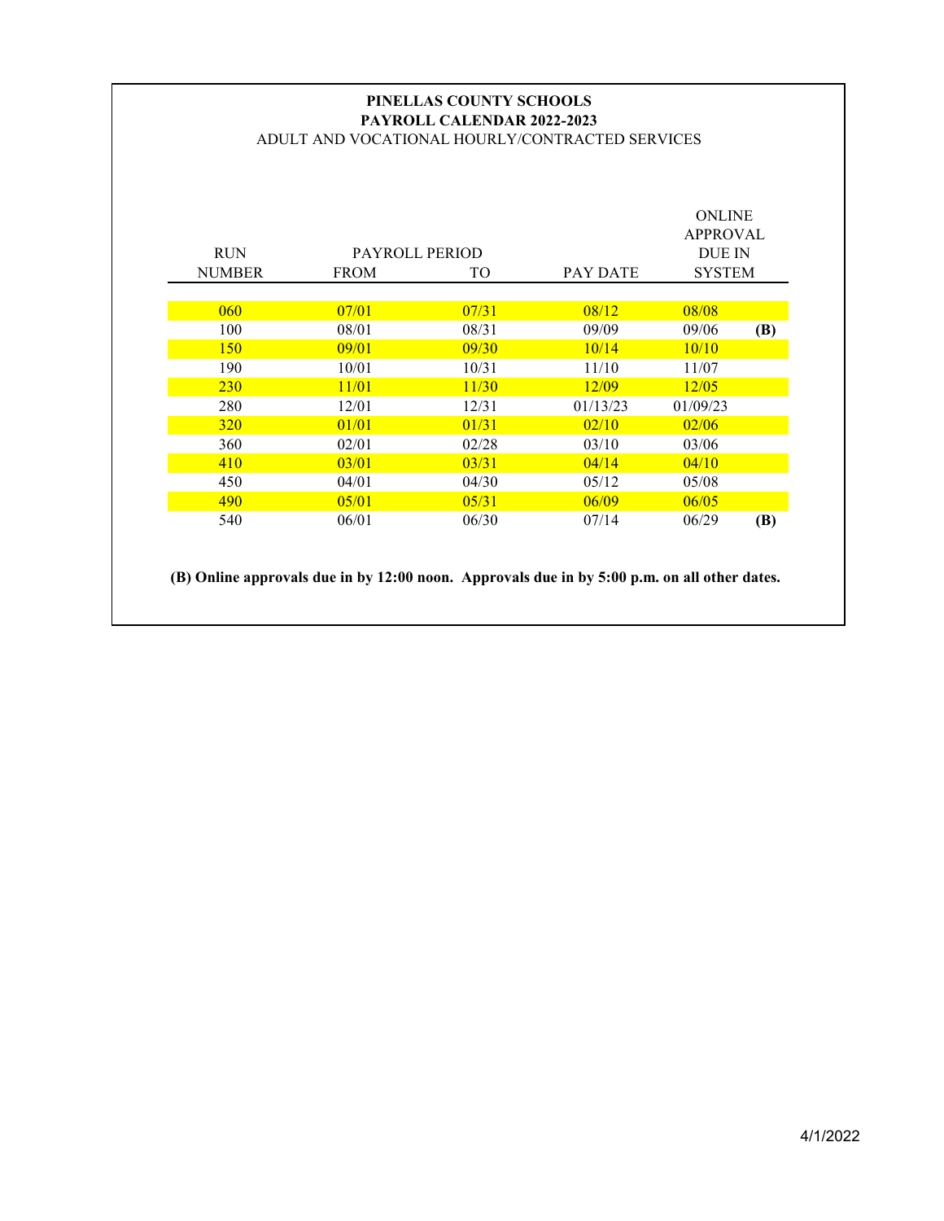**PINELLAS COUNTY SCHOOLS**
**PAYROLL CALENDAR 2022-2023**
ADULT AND VOCATIONAL HOURLY/CONTRACTED SERVICES

| RUN NUMBER | PAYROLL PERIOD FROM | TO | PAY DATE | ONLINE APPROVAL DUE IN SYSTEM | |
|---|---|---|---|---|---|
| 060 | 07/01 | 07/31 | 08/12 | 08/08 | |
| 100 | 08/01 | 08/31 | 09/09 | 09/06 | **(B)** |
| 150 | 09/01 | 09/30 | 10/14 | 10/10 | |
| 190 | 10/01 | 10/31 | 11/10 | 11/07 | |
| 230 | 11/01 | 11/30 | 12/09 | 12/05 | |
| 280 | 12/01 | 12/31 | 01/13/23 | 01/09/23 | |
| 320 | 01/01 | 01/31 | 02/10 | 02/06 | |
| 360 | 02/01 | 02/28 | 03/10 | 03/06 | |
| 410 | 03/01 | 03/31 | 04/14 | 04/10 | |
| 450 | 04/01 | 04/30 | 05/12 | 05/08 | |
| 490 | 05/01 | 05/31 | 06/09 | 06/05 | |
| 540 | 06/01 | 06/30 | 07/14 | 06/29 | **(B)** |

**(B) Online approvals due in by 12:00 noon. Approvals due in by 5:00 p.m. on all other dates.**

4/1/2022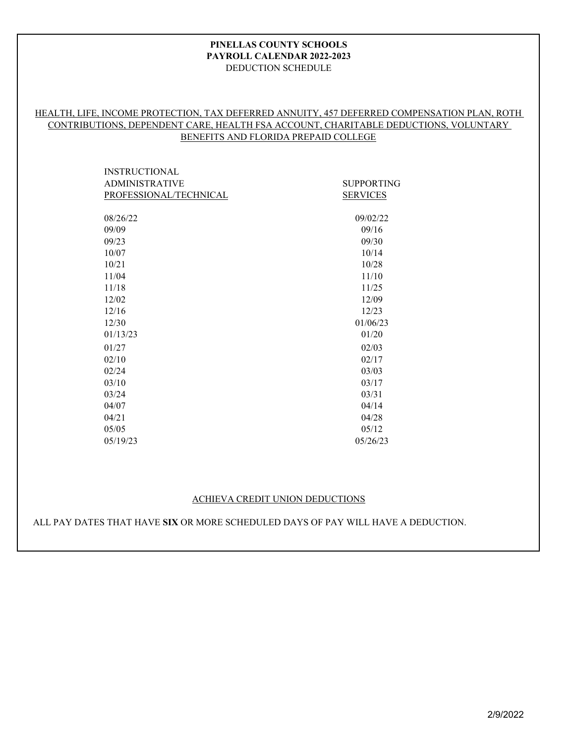**PINELLAS COUNTY SCHOOLS**
**PAYROLL CALENDAR 2022-2023**
DEDUCTION SCHEDULE

HEALTH, LIFE, INCOME PROTECTION, TAX DEFERRED ANNUITY, 457 DEFERRED COMPENSATION PLAN, ROTH CONTRIBUTIONS, DEPENDENT CARE, HEALTH FSA ACCOUNT, CHARITABLE DEDUCTIONS, VOLUNTARY BENEFITS AND FLORIDA PREPAID COLLEGE

| INSTRUCTIONAL ADMINISTRATIVE PROFESSIONAL/TECHNICAL | SUPPORTING SERVICES |
|---|---|
| 08/26/22 | 09/02/22 |
| 09/09 | 09/16 |
| 09/23 | 09/30 |
| 10/07 | 10/14 |
| 10/21 | 10/28 |
| 11/04 | 11/10 |
| 11/18 | 11/25 |
| 12/02 | 12/09 |
| 12/16 | 12/23 |
| 12/30 | 01/06/23 |
| 01/13/23 | 01/20 |
| 01/27 | 02/03 |
| 02/10 | 02/17 |
| 02/24 | 03/03 |
| 03/10 | 03/17 |
| 03/24 | 03/31 |
| 04/07 | 04/14 |
| 04/21 | 04/28 |
| 05/05 | 05/12 |
| 05/19/23 | 05/26/23 |

ACHIEVA CREDIT UNION DEDUCTIONS

ALL PAY DATES THAT HAVE **SIX** OR MORE SCHEDULED DAYS OF PAY WILL HAVE A DEDUCTION.

2/9/2022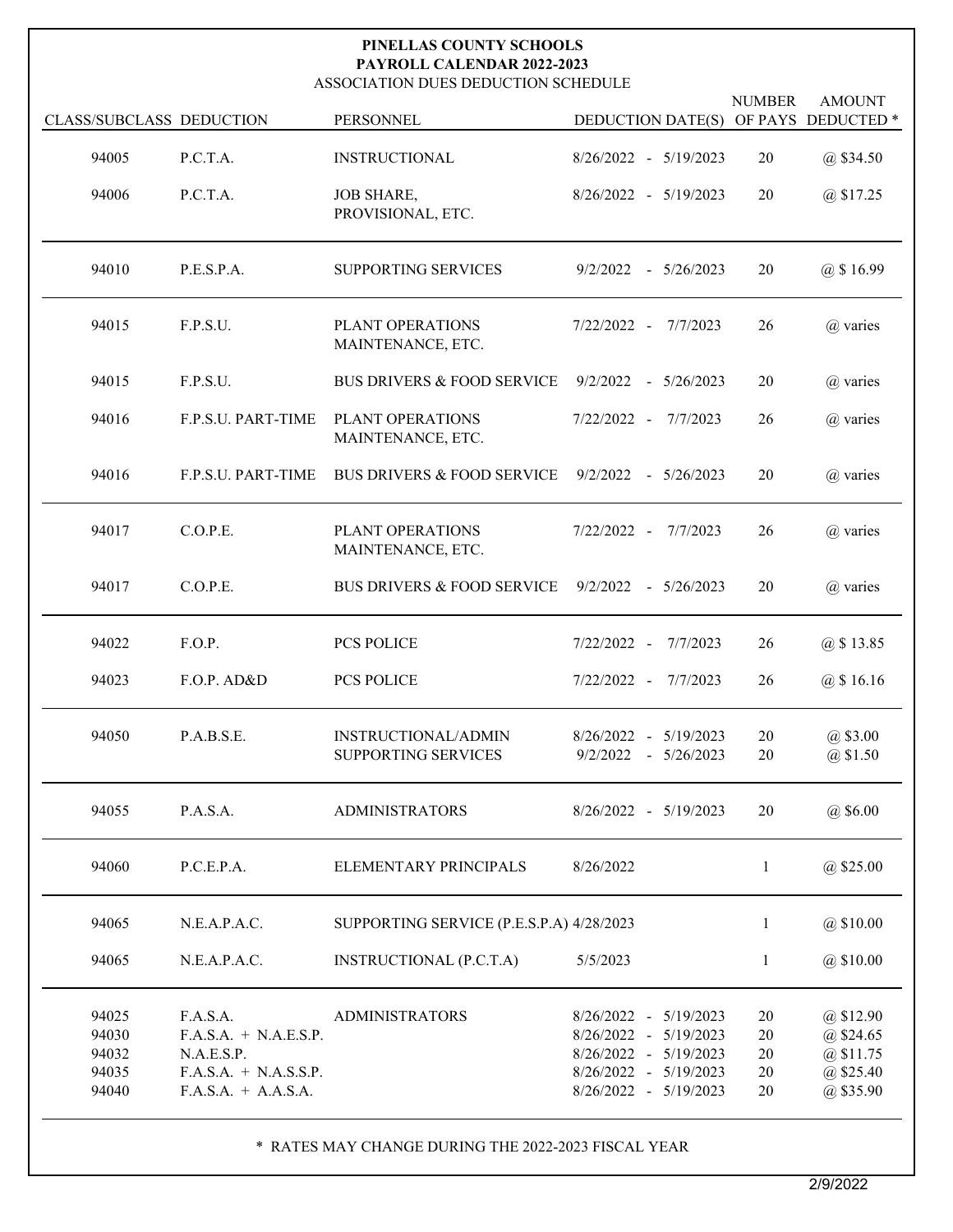# PINELLAS COUNTY SCHOOLS
## PAYROLL CALENDAR 2022-2023
### ASSOCIATION DUES DEDUCTION SCHEDULE

| CLASS/SUBCLASS | DEDUCTION | PERSONNEL | DEDUCTION DATE(S) | NUMBER OF PAYS | AMOUNT DEDUCTED * |
|---|---|---|---|---|---|
| 94005 | P.C.T.A. | INSTRUCTIONAL | 8/26/2022 - 5/19/2023 | 20 | @ $34.50 |
| 94006 | P.C.T.A. | JOB SHARE, PROVISIONAL, ETC. | 8/26/2022 - 5/19/2023 | 20 | @ $17.25 |
| 94010 | P.E.S.P.A. | SUPPORTING SERVICES | 9/2/2022 - 5/26/2023 | 20 | @ $ 16.99 |
| 94015 | F.P.S.U. | PLANT OPERATIONS MAINTENANCE, ETC. | 7/22/2022 - 7/7/2023 | 26 | @ varies |
| 94015 | F.P.S.U. | BUS DRIVERS & FOOD SERVICE | 9/2/2022 - 5/26/2023 | 20 | @ varies |
| 94016 | F.P.S.U. PART-TIME | PLANT OPERATIONS MAINTENANCE, ETC. | 7/22/2022 - 7/7/2023 | 26 | @ varies |
| 94016 | F.P.S.U. PART-TIME | BUS DRIVERS & FOOD SERVICE | 9/2/2022 - 5/26/2023 | 20 | @ varies |
| 94017 | C.O.P.E. | PLANT OPERATIONS MAINTENANCE, ETC. | 7/22/2022 - 7/7/2023 | 26 | @ varies |
| 94017 | C.O.P.E. | BUS DRIVERS & FOOD SERVICE | 9/2/2022 - 5/26/2023 | 20 | @ varies |
| 94022 | F.O.P. | PCS POLICE | 7/22/2022 - 7/7/2023 | 26 | @ $ 13.85 |
| 94023 | F.O.P. AD&D | PCS POLICE | 7/22/2022 - 7/7/2023 | 26 | @ $ 16.16 |
| 94050 | P.A.B.S.E. | INSTRUCTIONAL/ADMIN | 8/26/2022 - 5/19/2023 | 20 | @ $3.00 |
| | | SUPPORTING SERVICES | 9/2/2022 - 5/26/2023 | 20 | @ $1.50 |
| 94055 | P.A.S.A. | ADMINISTRATORS | 8/26/2022 - 5/19/2023 | 20 | @ $6.00 |
| 94060 | P.C.E.P.A. | ELEMENTARY PRINCIPALS | 8/26/2022 | 1 | @ $25.00 |
| 94065 | N.E.A.P.A.C. | SUPPORTING SERVICE (P.E.S.P.A) | 4/28/2023 | 1 | @ $10.00 |
| 94065 | N.E.A.P.A.C. | INSTRUCTIONAL (P.C.T.A) | 5/5/2023 | 1 | @ $10.00 |
| 94025 | F.A.S.A. | ADMINISTRATORS | 8/26/2022 - 5/19/2023 | 20 | @ $12.90 |
| 94030 | F.A.S.A. + N.A.E.S.P. | | 8/26/2022 - 5/19/2023 | 20 | @ $24.65 |
| 94032 | N.A.E.S.P. | | 8/26/2022 - 5/19/2023 | 20 | @ $11.75 |
| 94035 | F.A.S.A. + N.A.S.S.P. | | 8/26/2022 - 5/19/2023 | 20 | @ $25.40 |
| 94040 | F.A.S.A. + A.A.S.A. | | 8/26/2022 - 5/19/2023 | 20 | @ $35.90 |

\* RATES MAY CHANGE DURING THE 2022-2023 FISCAL YEAR

2/9/2022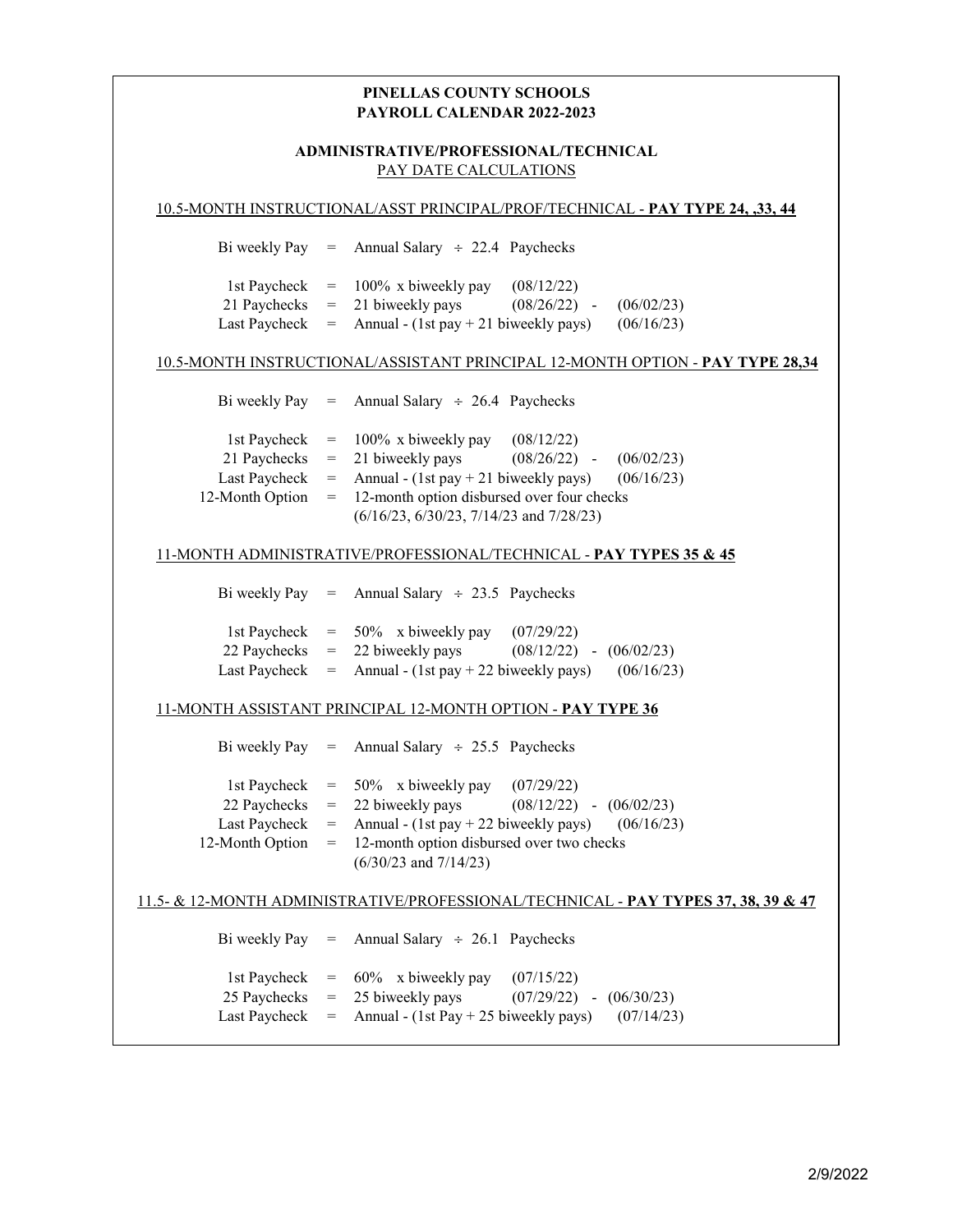# PINELLAS COUNTY SCHOOLS
# PAYROLL CALENDAR 2022-2023

## ADMINISTRATIVE/PROFESSIONAL/TECHNICAL
PAY DATE CALCULATIONS

### 10.5-MONTH INSTRUCTIONAL/ASST PRINCIPAL/PROF/TECHNICAL - **PAY TYPE 24, ,33, 44**

| | | |
|---|---|---|
| Bi weekly Pay | = | Annual Salary ÷ 22.4 Paychecks |
| 1st Paycheck | = | 100% x biweekly pay (08/12/22) |
| 21 Paychecks | = | 21 biweekly pays (08/26/22) - (06/02/23) |
| Last Paycheck | = | Annual - (1st pay + 21 biweekly pays) (06/16/23) |

### 10.5-MONTH INSTRUCTIONAL/ASSISTANT PRINCIPAL 12-MONTH OPTION - **PAY TYPE 28,34**

| | | |
|---|---|---|
| Bi weekly Pay | = | Annual Salary ÷ 26.4 Paychecks |
| 1st Paycheck | = | 100% x biweekly pay (08/12/22) |
| 21 Paychecks | = | 21 biweekly pays (08/26/22) - (06/02/23) |
| Last Paycheck | = | Annual - (1st pay + 21 biweekly pays) (06/16/23) |
| 12-Month Option | = | 12-month option disbursed over four checks (6/16/23, 6/30/23, 7/14/23 and 7/28/23) |

### 11-MONTH ADMINISTRATIVE/PROFESSIONAL/TECHNICAL - **PAY TYPES 35 & 45**

| | | |
|---|---|---|
| Bi weekly Pay | = | Annual Salary ÷ 23.5 Paychecks |
| 1st Paycheck | = | 50% x biweekly pay (07/29/22) |
| 22 Paychecks | = | 22 biweekly pays (08/12/22) - (06/02/23) |
| Last Paycheck | = | Annual - (1st pay + 22 biweekly pays) (06/16/23) |

### 11-MONTH ASSISTANT PRINCIPAL 12-MONTH OPTION - **PAY TYPE 36**

| | | |
|---|---|---|
| Bi weekly Pay | = | Annual Salary ÷ 25.5 Paychecks |
| 1st Paycheck | = | 50% x biweekly pay (07/29/22) |
| 22 Paychecks | = | 22 biweekly pays (08/12/22) - (06/02/23) |
| Last Paycheck | = | Annual - (1st pay + 22 biweekly pays) (06/16/23) |
| 12-Month Option | = | 12-month option disbursed over two checks (6/30/23 and 7/14/23) |

### 11.5- & 12-MONTH ADMINISTRATIVE/PROFESSIONAL/TECHNICAL - **PAY TYPES 37, 38, 39 & 47**

| | | |
|---|---|---|
| Bi weekly Pay | = | Annual Salary ÷ 26.1 Paychecks |
| 1st Paycheck | = | 60% x biweekly pay (07/15/22) |
| 25 Paychecks | = | 25 biweekly pays (07/29/22) - (06/30/23) |
| Last Paycheck | = | Annual - (1st Pay + 25 biweekly pays) (07/14/23) |

2/9/2022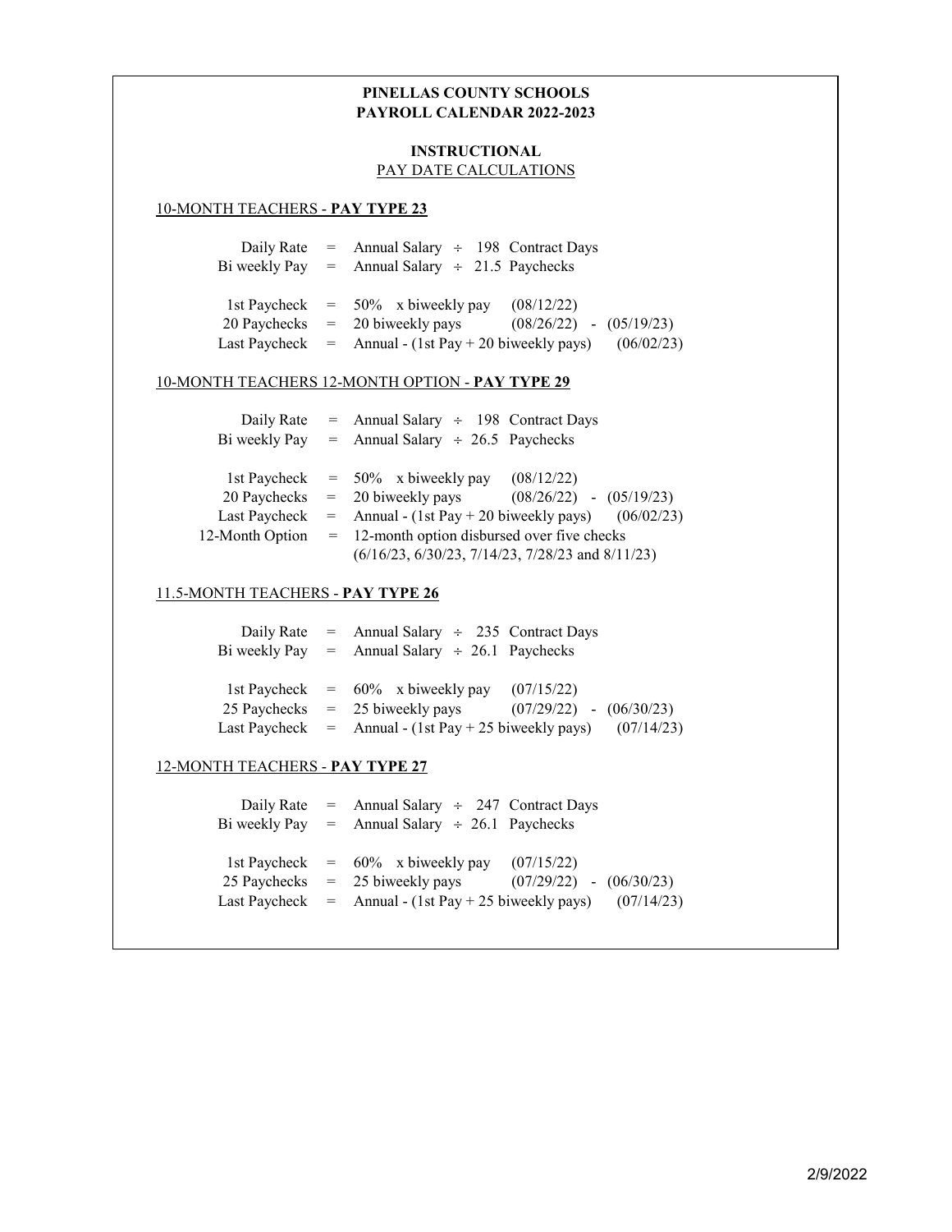# PINELLAS COUNTY SCHOOLS
# PAYROLL CALENDAR 2022-2023

## INSTRUCTIONAL
PAY DATE CALCULATIONS

### 10-MONTH TEACHERS - **PAY TYPE 23**

| | | | |
|---|---|---|---|
| Daily Rate | = | Annual Salary ÷ 198 Contract Days | |
| Bi weekly Pay | = | Annual Salary ÷ 21.5 Paychecks | |
| 1st Paycheck | = | 50% x biweekly pay | (08/12/22) |
| 20 Paychecks | = | 20 biweekly pays | (08/26/22) - (05/19/23) |
| Last Paycheck | = | Annual - (1st Pay + 20 biweekly pays) | (06/02/23) |

### 10-MONTH TEACHERS 12-MONTH OPTION - **PAY TYPE 29**

| | | | |
|---|---|---|---|
| Daily Rate | = | Annual Salary ÷ 198 Contract Days | |
| Bi weekly Pay | = | Annual Salary ÷ 26.5 Paychecks | |
| 1st Paycheck | = | 50% x biweekly pay | (08/12/22) |
| 20 Paychecks | = | 20 biweekly pays | (08/26/22) - (05/19/23) |
| Last Paycheck | = | Annual - (1st Pay + 20 biweekly pays) | (06/02/23) |
| 12-Month Option | = | 12-month option disbursed over five checks (6/16/23, 6/30/23, 7/14/23, 7/28/23 and 8/11/23) | |

### 11.5-MONTH TEACHERS - **PAY TYPE 26**

| | | | |
|---|---|---|---|
| Daily Rate | = | Annual Salary ÷ 235 Contract Days | |
| Bi weekly Pay | = | Annual Salary ÷ 26.1 Paychecks | |
| 1st Paycheck | = | 60% x biweekly pay | (07/15/22) |
| 25 Paychecks | = | 25 biweekly pays | (07/29/22) - (06/30/23) |
| Last Paycheck | = | Annual - (1st Pay + 25 biweekly pays) | (07/14/23) |

### 12-MONTH TEACHERS - **PAY TYPE 27**

| | | | |
|---|---|---|---|
| Daily Rate | = | Annual Salary ÷ 247 Contract Days | |
| Bi weekly Pay | = | Annual Salary ÷ 26.1 Paychecks | |
| 1st Paycheck | = | 60% x biweekly pay | (07/15/22) |
| 25 Paychecks | = | 25 biweekly pays | (07/29/22) - (06/30/23) |
| Last Paycheck | = | Annual - (1st Pay + 25 biweekly pays) | (07/14/23) |

2/9/2022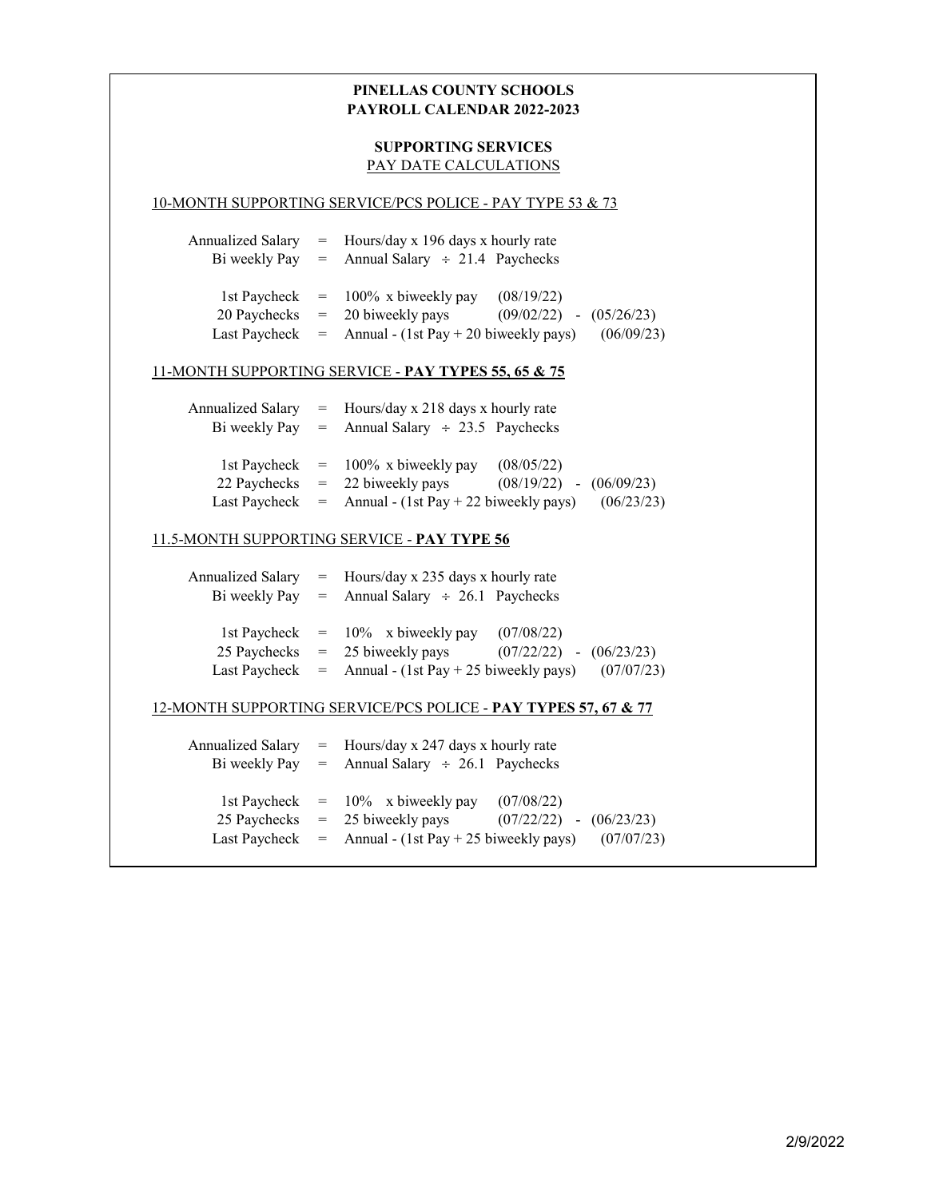**PINELLAS COUNTY SCHOOLS**
**PAYROLL CALENDAR 2022-2023**

**SUPPORTING SERVICES**
PAY DATE CALCULATIONS

10-MONTH SUPPORTING SERVICE/PCS POLICE - PAY TYPE 53 & 73

| | | | |
|---|---|---|---|
| Annualized Salary | = | Hours/day x 196 days x hourly rate | |
| Bi weekly Pay | = | Annual Salary ÷ 21.4 Paychecks | |
| 1st Paycheck | = | 100% x biweekly pay | (08/19/22) |
| 20 Paychecks | = | 20 biweekly pays | (09/02/22) - (05/26/23) |
| Last Paycheck | = | Annual - (1st Pay + 20 biweekly pays) | (06/09/23) |

11-MONTH SUPPORTING SERVICE - **PAY TYPES 55, 65 & 75**

| | | | |
|---|---|---|---|
| Annualized Salary | = | Hours/day x 218 days x hourly rate | |
| Bi weekly Pay | = | Annual Salary ÷ 23.5 Paychecks | |
| 1st Paycheck | = | 100% x biweekly pay | (08/05/22) |
| 22 Paychecks | = | 22 biweekly pays | (08/19/22) - (06/09/23) |
| Last Paycheck | = | Annual - (1st Pay + 22 biweekly pays) | (06/23/23) |

11.5-MONTH SUPPORTING SERVICE - **PAY TYPE 56**

| | | | |
|---|---|---|---|
| Annualized Salary | = | Hours/day x 235 days x hourly rate | |
| Bi weekly Pay | = | Annual Salary ÷ 26.1 Paychecks | |
| 1st Paycheck | = | 10% x biweekly pay | (07/08/22) |
| 25 Paychecks | = | 25 biweekly pays | (07/22/22) - (06/23/23) |
| Last Paycheck | = | Annual - (1st Pay + 25 biweekly pays) | (07/07/23) |

12-MONTH SUPPORTING SERVICE/PCS POLICE - **PAY TYPES 57, 67 & 77**

| | | | |
|---|---|---|---|
| Annualized Salary | = | Hours/day x 247 days x hourly rate | |
| Bi weekly Pay | = | Annual Salary ÷ 26.1 Paychecks | |
| 1st Paycheck | = | 10% x biweekly pay | (07/08/22) |
| 25 Paychecks | = | 25 biweekly pays | (07/22/22) - (06/23/23) |
| Last Paycheck | = | Annual - (1st Pay + 25 biweekly pays) | (07/07/23) |

2/9/2022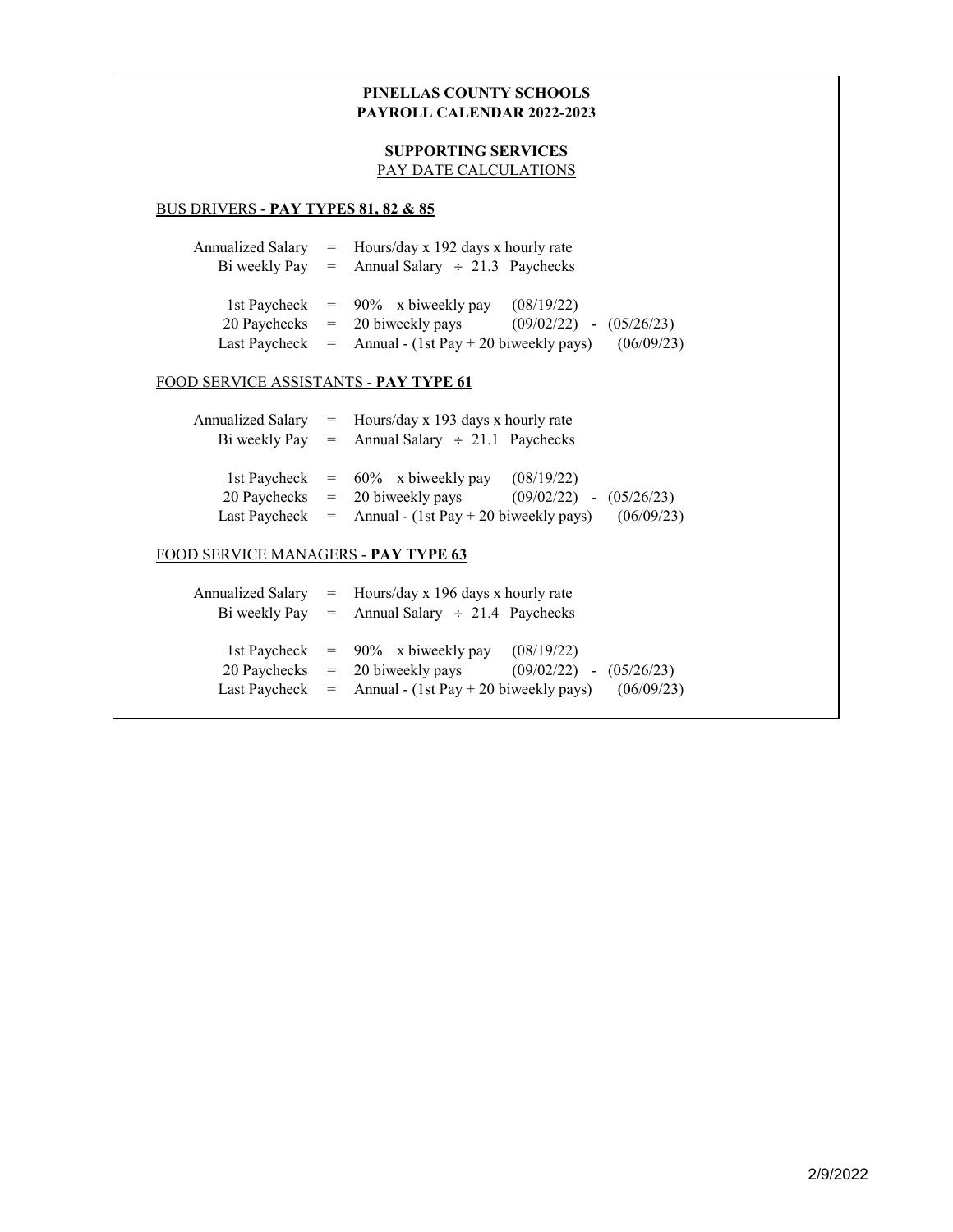# PINELLAS COUNTY SCHOOLS
# PAYROLL CALENDAR 2022-2023

## SUPPORTING SERVICES
PAY DATE CALCULATIONS

### BUS DRIVERS - **PAY TYPES 81, 82 & 85**

| | | | |
|---|---|---|---|
| Annualized Salary | = | Hours/day x 192 days x hourly rate | |
| Bi weekly Pay | = | Annual Salary ÷ 21.3 Paychecks | |
| 1st Paycheck | = | 90% x biweekly pay | (08/19/22) |
| 20 Paychecks | = | 20 biweekly pays | (09/02/22) - (05/26/23) |
| Last Paycheck | = | Annual - (1st Pay + 20 biweekly pays) | (06/09/23) |

### FOOD SERVICE ASSISTANTS - **PAY TYPE 61**

| | | | |
|---|---|---|---|
| Annualized Salary | = | Hours/day x 193 days x hourly rate | |
| Bi weekly Pay | = | Annual Salary ÷ 21.1 Paychecks | |
| 1st Paycheck | = | 60% x biweekly pay | (08/19/22) |
| 20 Paychecks | = | 20 biweekly pays | (09/02/22) - (05/26/23) |
| Last Paycheck | = | Annual - (1st Pay + 20 biweekly pays) | (06/09/23) |

### FOOD SERVICE MANAGERS - **PAY TYPE 63**

| | | | |
|---|---|---|---|
| Annualized Salary | = | Hours/day x 196 days x hourly rate | |
| Bi weekly Pay | = | Annual Salary ÷ 21.4 Paychecks | |
| 1st Paycheck | = | 90% x biweekly pay | (08/19/22) |
| 20 Paychecks | = | 20 biweekly pays | (09/02/22) - (05/26/23) |
| Last Paycheck | = | Annual - (1st Pay + 20 biweekly pays) | (06/09/23) |

2/9/2022